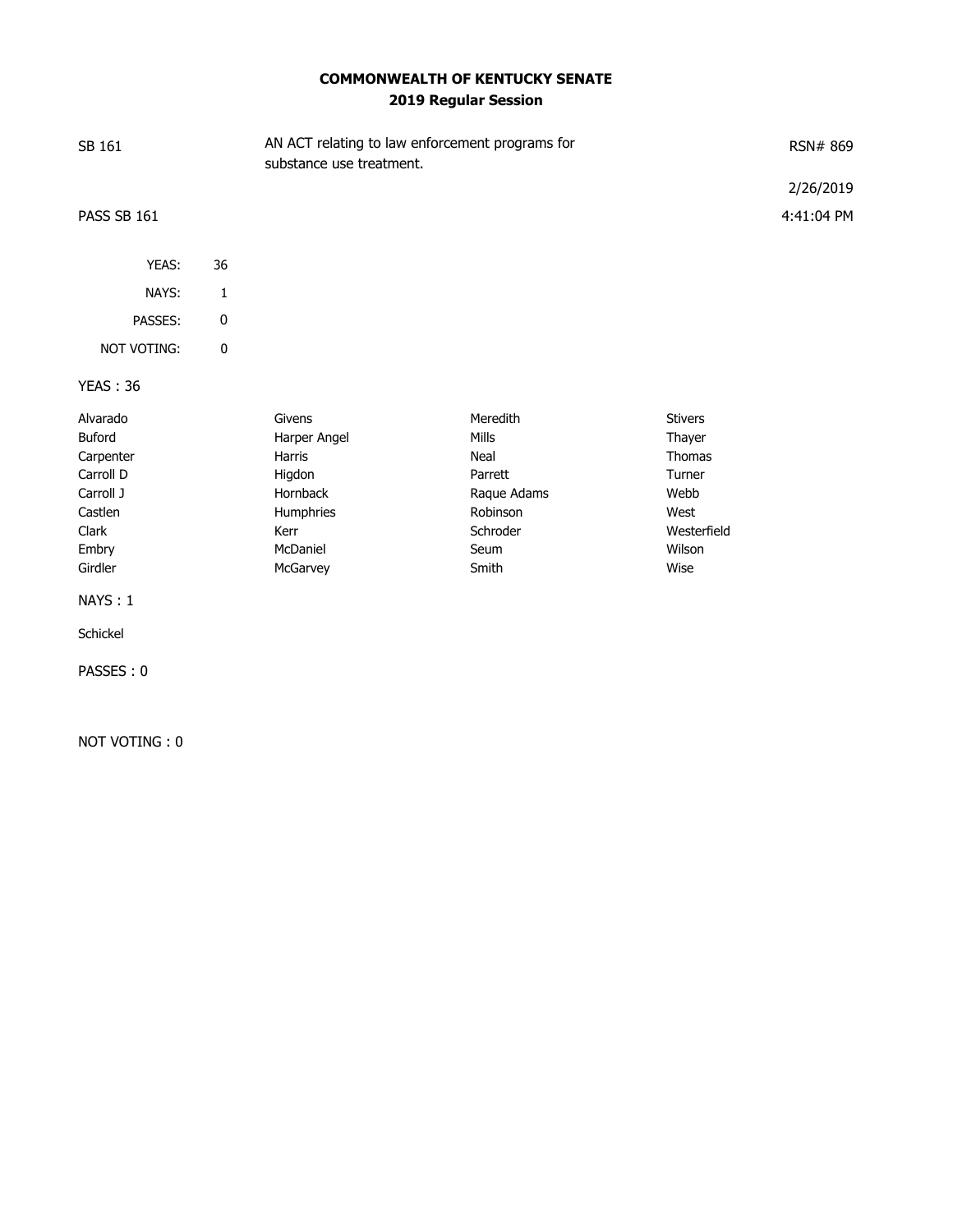# COMMONWEALTH OF KENTUCKY SENATE
## 2019 Regular Session

SB 161 — AN ACT relating to law enforcement programs for substance use treatment. — RSN# 869

2/26/2019

PASS SB 161 — 4:41:04 PM

| | |
|---|---|
| YEAS: | 36 |
| NAYS: | 1 |
| PASSES: | 0 |
| NOT VOTING: | 0 |

YEAS : 36

| | | | |
|---|---|---|---|
| Alvarado | Givens | Meredith | Stivers |
| Buford | Harper Angel | Mills | Thayer |
| Carpenter | Harris | Neal | Thomas |
| Carroll D | Higdon | Parrett | Turner |
| Carroll J | Hornback | Raque Adams | Webb |
| Castlen | Humphries | Robinson | West |
| Clark | Kerr | Schroder | Westerfield |
| Embry | McDaniel | Seum | Wilson |
| Girdler | McGarvey | Smith | Wise |

NAYS : 1

Schickel

PASSES : 0

NOT VOTING : 0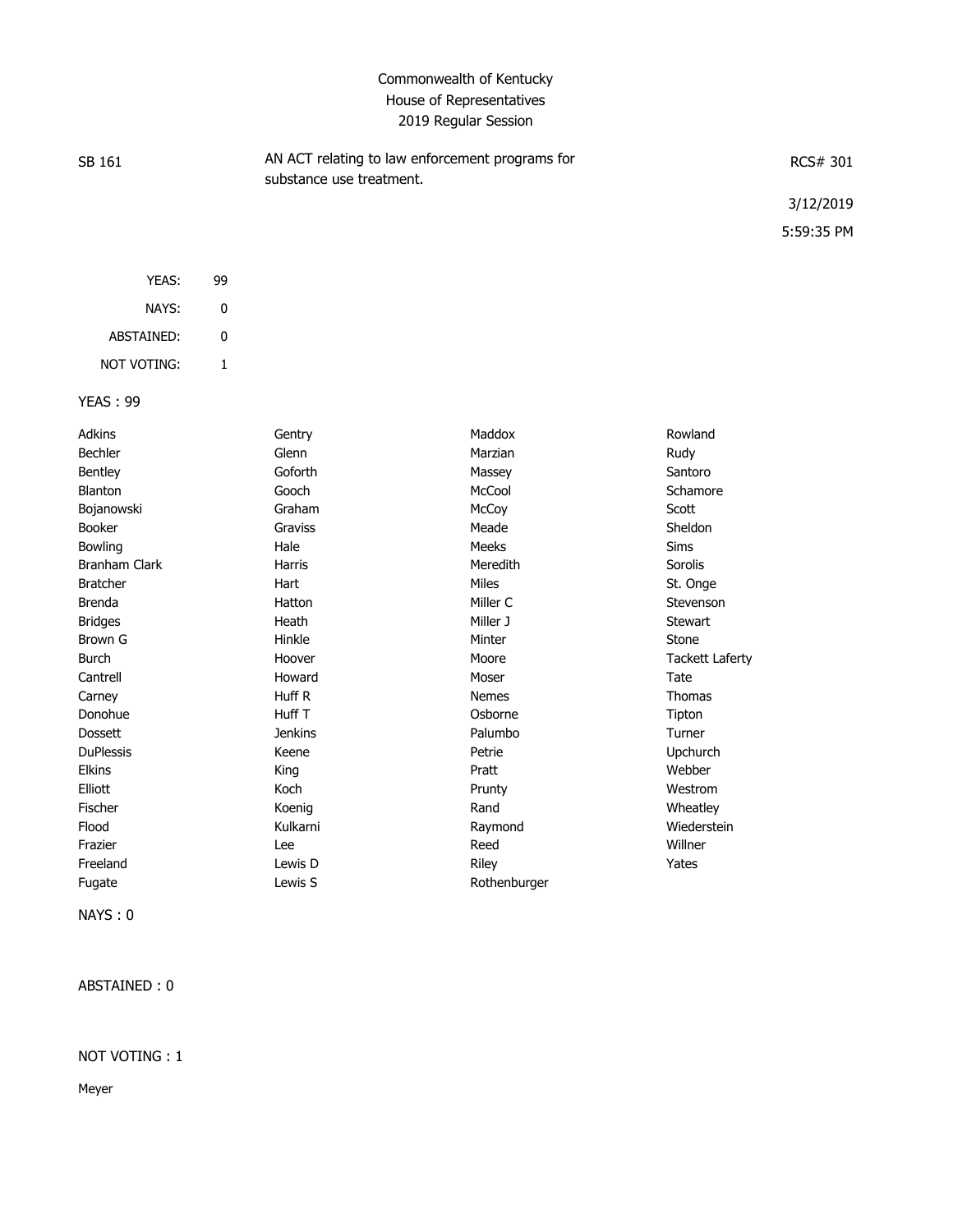Commonwealth of Kentucky
House of Representatives
2019 Regular Session

SB 161

AN ACT relating to law enforcement programs for substance use treatment.

RCS# 301

3/12/2019

5:59:35 PM

| | |
|---|---|
| YEAS: | 99 |
| NAYS: | 0 |
| ABSTAINED: | 0 |
| NOT VOTING: | 1 |

YEAS : 99

| | | | |
|---|---|---|---|
| Adkins | Gentry | Maddox | Rowland |
| Bechler | Glenn | Marzian | Rudy |
| Bentley | Goforth | Massey | Santoro |
| Blanton | Gooch | McCool | Schamore |
| Bojanowski | Graham | McCoy | Scott |
| Booker | Graviss | Meade | Sheldon |
| Bowling | Hale | Meeks | Sims |
| Branham Clark | Harris | Meredith | Sorolis |
| Bratcher | Hart | Miles | St. Onge |
| Brenda | Hatton | Miller C | Stevenson |
| Bridges | Heath | Miller J | Stewart |
| Brown G | Hinkle | Minter | Stone |
| Burch | Hoover | Moore | Tackett Laferty |
| Cantrell | Howard | Moser | Tate |
| Carney | Huff R | Nemes | Thomas |
| Donohue | Huff T | Osborne | Tipton |
| Dossett | Jenkins | Palumbo | Turner |
| DuPlessis | Keene | Petrie | Upchurch |
| Elkins | King | Pratt | Webber |
| Elliott | Koch | Prunty | Westrom |
| Fischer | Koenig | Rand | Wheatley |
| Flood | Kulkarni | Raymond | Wiederstein |
| Frazier | Lee | Reed | Willner |
| Freeland | Lewis D | Riley | Yates |
| Fugate | Lewis S | Rothenburger | |

NAYS : 0

ABSTAINED : 0

NOT VOTING : 1

Meyer